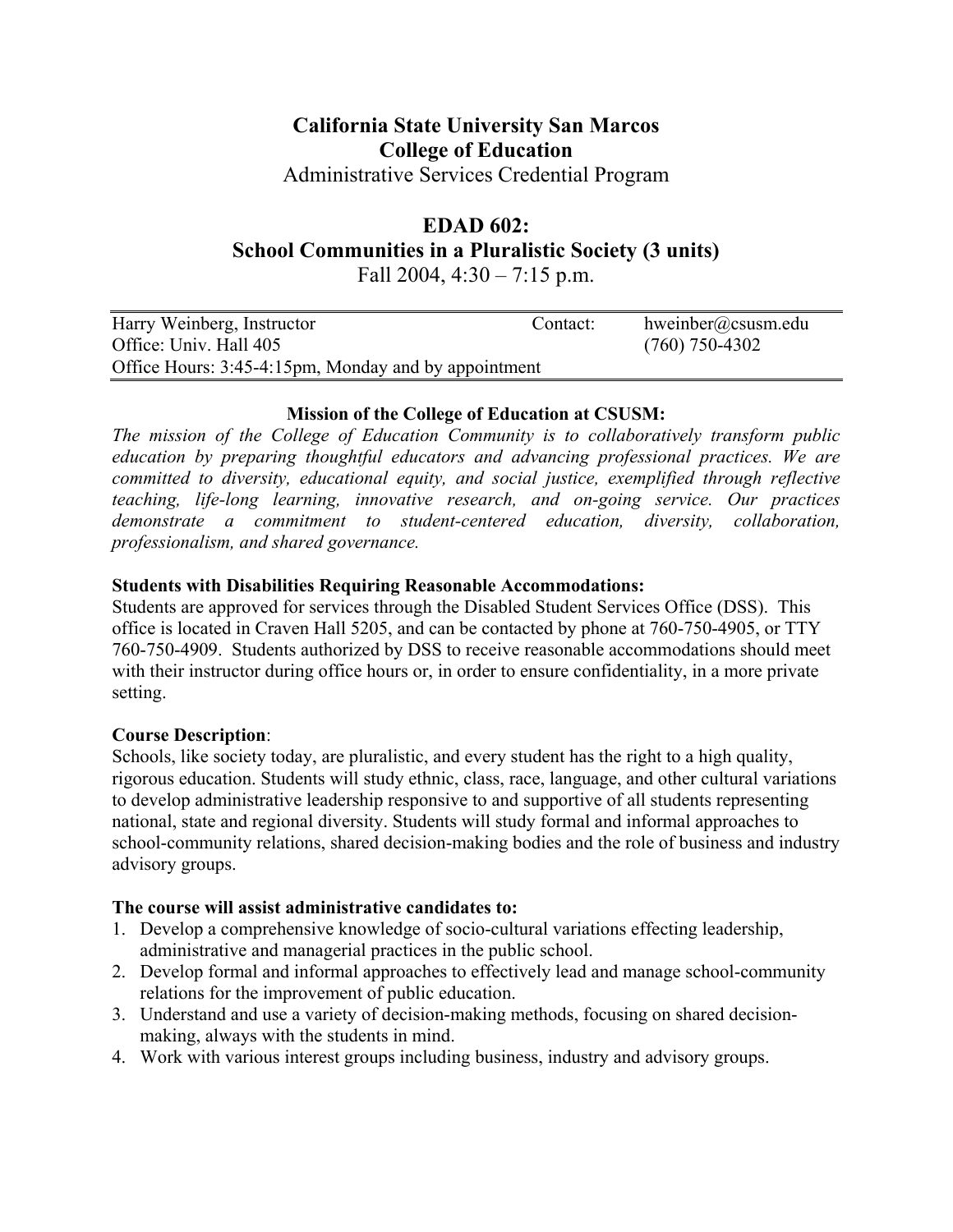# California State University San Marcos
## College of Education
Administrative Services Credential Program

## EDAD 602:
## School Communities in a Pluralistic Society (3 units)
Fall 2004, 4:30 – 7:15 p.m.

| Harry Weinberg, Instructor | Contact: | hweinber@csusm.edu |
|---|---|---|
| Office: Univ. Hall 405 | | (760) 750-4302 |
| Office Hours: 3:45-4:15pm, Monday and by appointment | | |

**Mission of the College of Education at CSUSM:**

*The mission of the College of Education Community is to collaboratively transform public education by preparing thoughtful educators and advancing professional practices. We are committed to diversity, educational equity, and social justice, exemplified through reflective teaching, life-long learning, innovative research, and on-going service. Our practices demonstrate a commitment to student-centered education, diversity, collaboration, professionalism, and shared governance.*

**Students with Disabilities Requiring Reasonable Accommodations:**

Students are approved for services through the Disabled Student Services Office (DSS). This office is located in Craven Hall 5205, and can be contacted by phone at 760-750-4905, or TTY 760-750-4909. Students authorized by DSS to receive reasonable accommodations should meet with their instructor during office hours or, in order to ensure confidentiality, in a more private setting.

**Course Description**:

Schools, like society today, are pluralistic, and every student has the right to a high quality, rigorous education. Students will study ethnic, class, race, language, and other cultural variations to develop administrative leadership responsive to and supportive of all students representing national, state and regional diversity. Students will study formal and informal approaches to school-community relations, shared decision-making bodies and the role of business and industry advisory groups.

**The course will assist administrative candidates to:**

1. Develop a comprehensive knowledge of socio-cultural variations effecting leadership, administrative and managerial practices in the public school.
2. Develop formal and informal approaches to effectively lead and manage school-community relations for the improvement of public education.
3. Understand and use a variety of decision-making methods, focusing on shared decision-making, always with the students in mind.
4. Work with various interest groups including business, industry and advisory groups.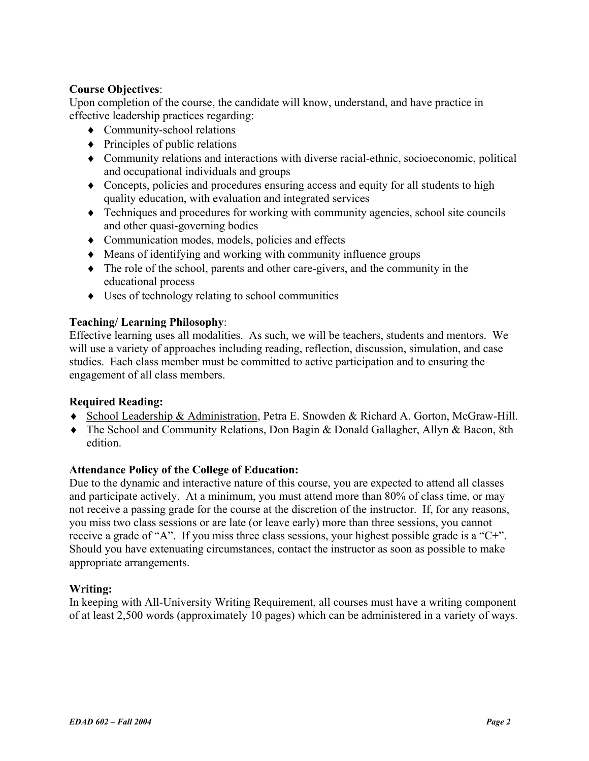**Course Objectives**:

Upon completion of the course, the candidate will know, understand, and have practice in effective leadership practices regarding:

- Community-school relations
- Principles of public relations
- Community relations and interactions with diverse racial-ethnic, socioeconomic, political and occupational individuals and groups
- Concepts, policies and procedures ensuring access and equity for all students to high quality education, with evaluation and integrated services
- Techniques and procedures for working with community agencies, school site councils and other quasi-governing bodies
- Communication modes, models, policies and effects
- Means of identifying and working with community influence groups
- The role of the school, parents and other care-givers, and the community in the educational process
- Uses of technology relating to school communities

**Teaching/ Learning Philosophy**:

Effective learning uses all modalities. As such, we will be teachers, students and mentors. We will use a variety of approaches including reading, reflection, discussion, simulation, and case studies. Each class member must be committed to active participation and to ensuring the engagement of all class members.

**Required Reading:**

- School Leadership & Administration, Petra E. Snowden & Richard A. Gorton, McGraw-Hill.
- The School and Community Relations, Don Bagin & Donald Gallagher, Allyn & Bacon, 8th edition.

**Attendance Policy of the College of Education:**

Due to the dynamic and interactive nature of this course, you are expected to attend all classes and participate actively. At a minimum, you must attend more than 80% of class time, or may not receive a passing grade for the course at the discretion of the instructor. If, for any reasons, you miss two class sessions or are late (or leave early) more than three sessions, you cannot receive a grade of "A". If you miss three class sessions, your highest possible grade is a "C+". Should you have extenuating circumstances, contact the instructor as soon as possible to make appropriate arrangements.

**Writing:**

In keeping with All-University Writing Requirement, all courses must have a writing component of at least 2,500 words (approximately 10 pages) which can be administered in a variety of ways.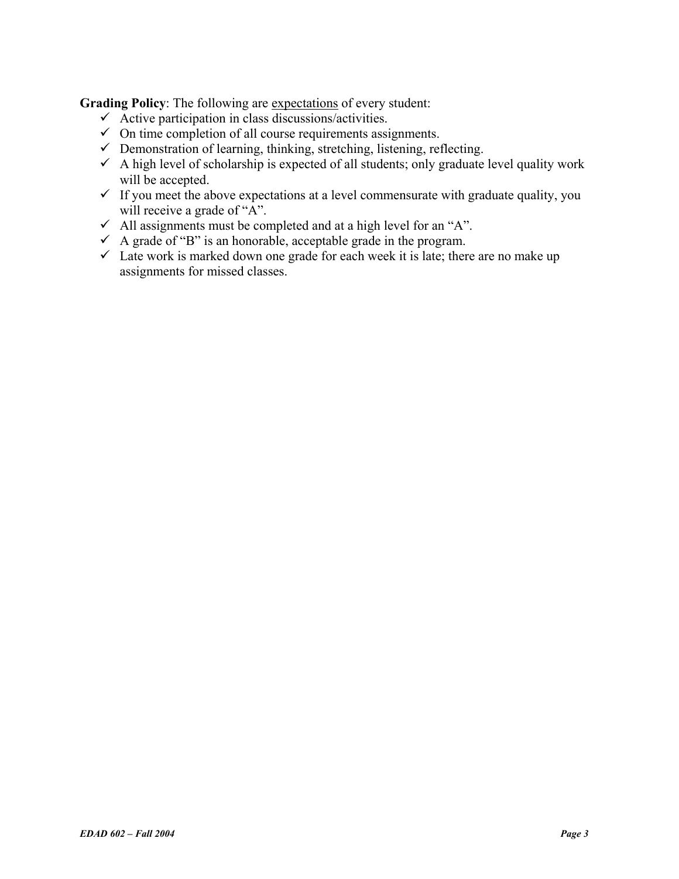**Grading Policy**: The following are <u>expectations</u> of every student:

- ✓ Active participation in class discussions/activities.
- ✓ On time completion of all course requirements assignments.
- ✓ Demonstration of learning, thinking, stretching, listening, reflecting.
- ✓ A high level of scholarship is expected of all students; only graduate level quality work will be accepted.
- ✓ If you meet the above expectations at a level commensurate with graduate quality, you will receive a grade of "A".
- ✓ All assignments must be completed and at a high level for an "A".
- ✓ A grade of "B" is an honorable, acceptable grade in the program.
- ✓ Late work is marked down one grade for each week it is late; there are no make up assignments for missed classes.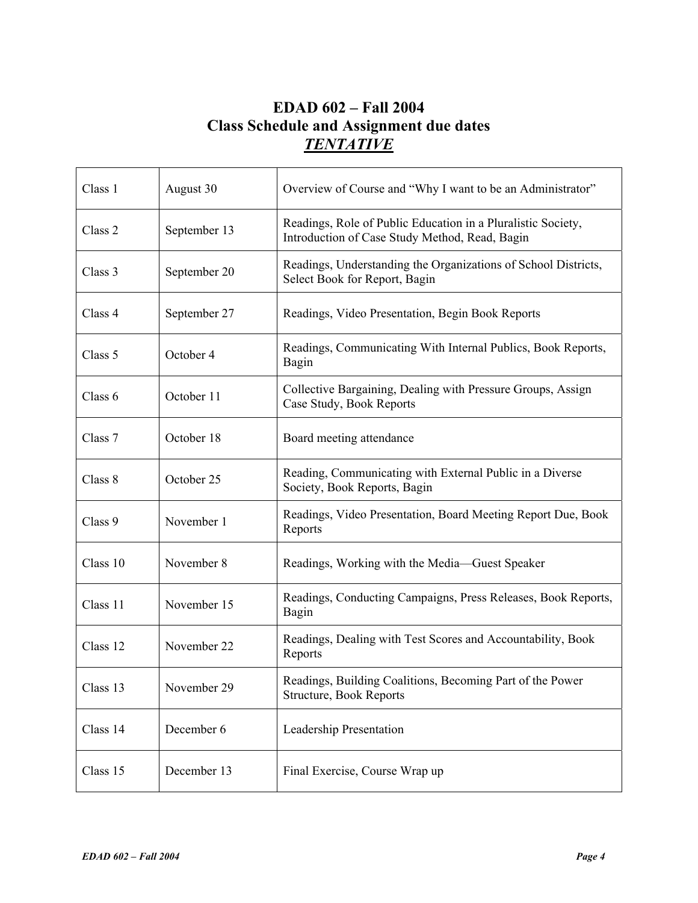# EDAD 602 – Fall 2004
## Class Schedule and Assignment due dates
## ***<u>TENTATIVE</u>***

| | | |
|---|---|---|
| Class 1 | August 30 | Overview of Course and "Why I want to be an Administrator" |
| Class 2 | September 13 | Readings, Role of Public Education in a Pluralistic Society, Introduction of Case Study Method, Read, Bagin |
| Class 3 | September 20 | Readings, Understanding the Organizations of School Districts, Select Book for Report, Bagin |
| Class 4 | September 27 | Readings, Video Presentation, Begin Book Reports |
| Class 5 | October 4 | Readings, Communicating With Internal Publics, Book Reports, Bagin |
| Class 6 | October 11 | Collective Bargaining, Dealing with Pressure Groups, Assign Case Study, Book Reports |
| Class 7 | October 18 | Board meeting attendance |
| Class 8 | October 25 | Reading, Communicating with External Public in a Diverse Society, Book Reports, Bagin |
| Class 9 | November 1 | Readings, Video Presentation, Board Meeting Report Due, Book Reports |
| Class 10 | November 8 | Readings, Working with the Media—Guest Speaker |
| Class 11 | November 15 | Readings, Conducting Campaigns, Press Releases, Book Reports, Bagin |
| Class 12 | November 22 | Readings, Dealing with Test Scores and Accountability, Book Reports |
| Class 13 | November 29 | Readings, Building Coalitions, Becoming Part of the Power Structure, Book Reports |
| Class 14 | December 6 | Leadership Presentation |
| Class 15 | December 13 | Final Exercise, Course Wrap up |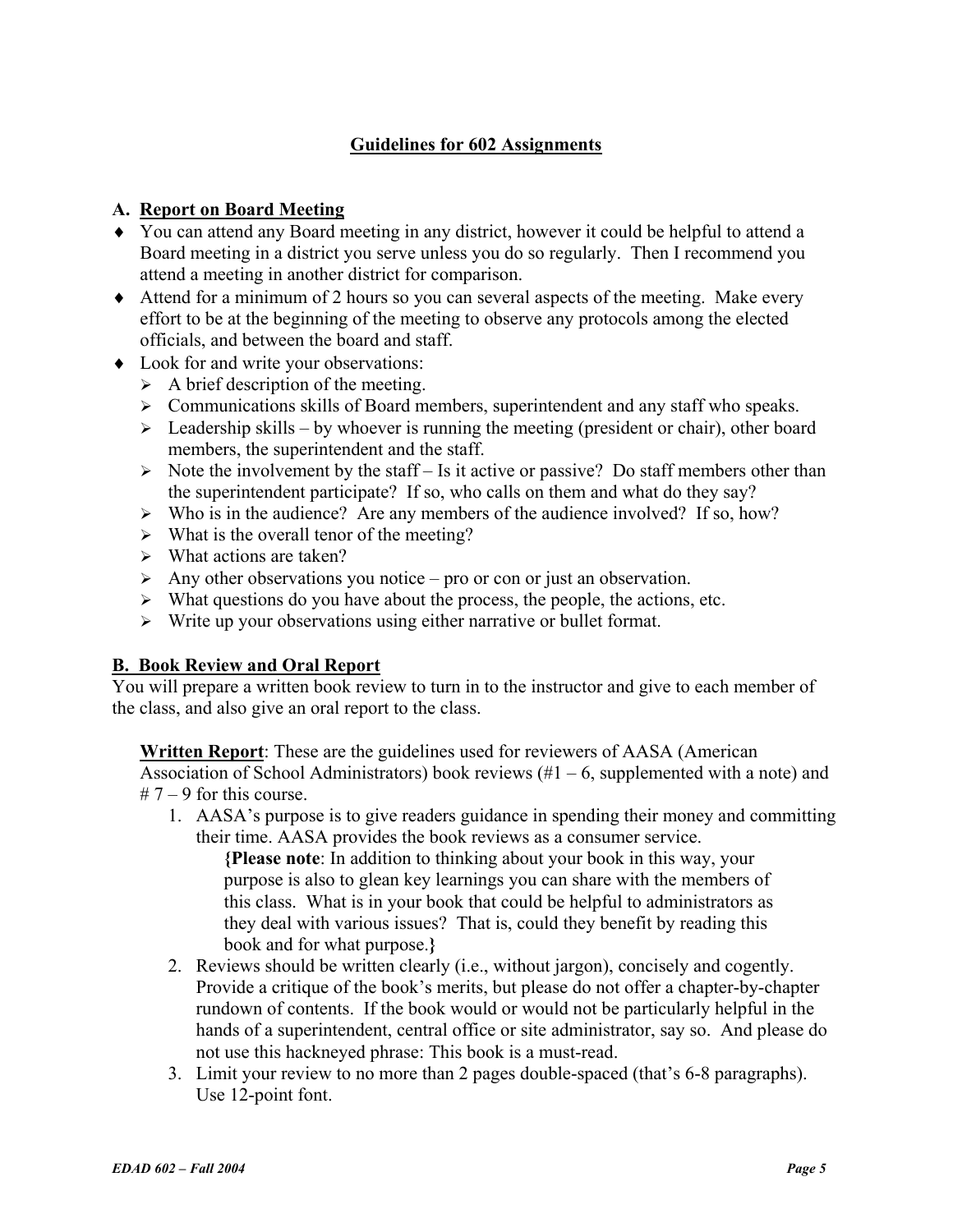## Guidelines for 602 Assignments

### A. Report on Board Meeting

- You can attend any Board meeting in any district, however it could be helpful to attend a Board meeting in a district you serve unless you do so regularly. Then I recommend you attend a meeting in another district for comparison.
- Attend for a minimum of 2 hours so you can several aspects of the meeting. Make every effort to be at the beginning of the meeting to observe any protocols among the elected officials, and between the board and staff.
- Look for and write your observations:
  - A brief description of the meeting.
  - Communications skills of Board members, superintendent and any staff who speaks.
  - Leadership skills – by whoever is running the meeting (president or chair), other board members, the superintendent and the staff.
  - Note the involvement by the staff – Is it active or passive? Do staff members other than the superintendent participate? If so, who calls on them and what do they say?
  - Who is in the audience? Are any members of the audience involved? If so, how?
  - What is the overall tenor of the meeting?
  - What actions are taken?
  - Any other observations you notice – pro or con or just an observation.
  - What questions do you have about the process, the people, the actions, etc.
  - Write up your observations using either narrative or bullet format.

### B. Book Review and Oral Report

You will prepare a written book review to turn in to the instructor and give to each member of the class, and also give an oral report to the class.

**Written Report**: These are the guidelines used for reviewers of AASA (American Association of School Administrators) book reviews (#1 – 6, supplemented with a note) and # 7 – 9 for this course.

1. AASA's purpose is to give readers guidance in spending their money and committing their time. AASA provides the book reviews as a consumer service.

   **{Please note**: In addition to thinking about your book in this way, your purpose is also to glean key learnings you can share with the members of this class. What is in your book that could be helpful to administrators as they deal with various issues? That is, could they benefit by reading this book and for what purpose.**}**

2. Reviews should be written clearly (i.e., without jargon), concisely and cogently. Provide a critique of the book's merits, but please do not offer a chapter-by-chapter rundown of contents. If the book would or would not be particularly helpful in the hands of a superintendent, central office or site administrator, say so. And please do not use this hackneyed phrase: This book is a must-read.
3. Limit your review to no more than 2 pages double-spaced (that's 6-8 paragraphs). Use 12-point font.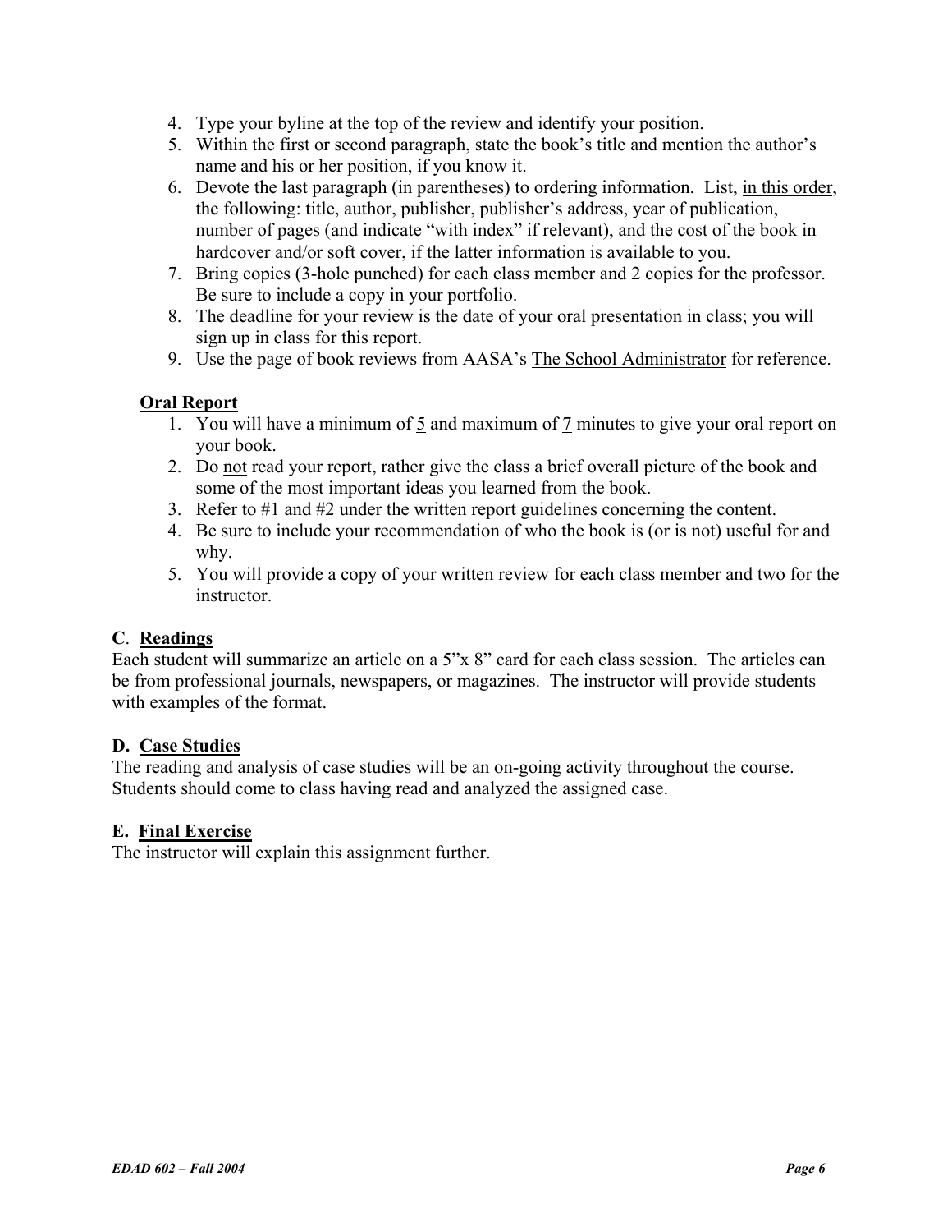4. Type your byline at the top of the review and identify your position.
5. Within the first or second paragraph, state the book's title and mention the author's name and his or her position, if you know it.
6. Devote the last paragraph (in parentheses) to ordering information. List, <u>in this order</u>, the following: title, author, publisher, publisher's address, year of publication, number of pages (and indicate "with index" if relevant), and the cost of the book in hardcover and/or soft cover, if the latter information is available to you.
7. Bring copies (3-hole punched) for each class member and 2 copies for the professor. Be sure to include a copy in your portfolio.
8. The deadline for your review is the date of your oral presentation in class; you will sign up in class for this report.
9. Use the page of book reviews from AASA's <u>The School Administrator</u> for reference.

**<u>Oral Report</u>**

1. You will have a minimum of <u>5</u> and maximum of <u>7</u> minutes to give your oral report on your book.
2. Do <u>not</u> read your report, rather give the class a brief overall picture of the book and some of the most important ideas you learned from the book.
3. Refer to #1 and #2 under the written report guidelines concerning the content.
4. Be sure to include your recommendation of who the book is (or is not) useful for and why.
5. You will provide a copy of your written review for each class member and two for the instructor.

### C. <u>Readings</u>

Each student will summarize an article on a 5"x 8" card for each class session. The articles can be from professional journals, newspapers, or magazines. The instructor will provide students with examples of the format.

### D. <u>Case Studies</u>

The reading and analysis of case studies will be an on-going activity throughout the course. Students should come to class having read and analyzed the assigned case.

### E. <u>Final Exercise</u>

The instructor will explain this assignment further.